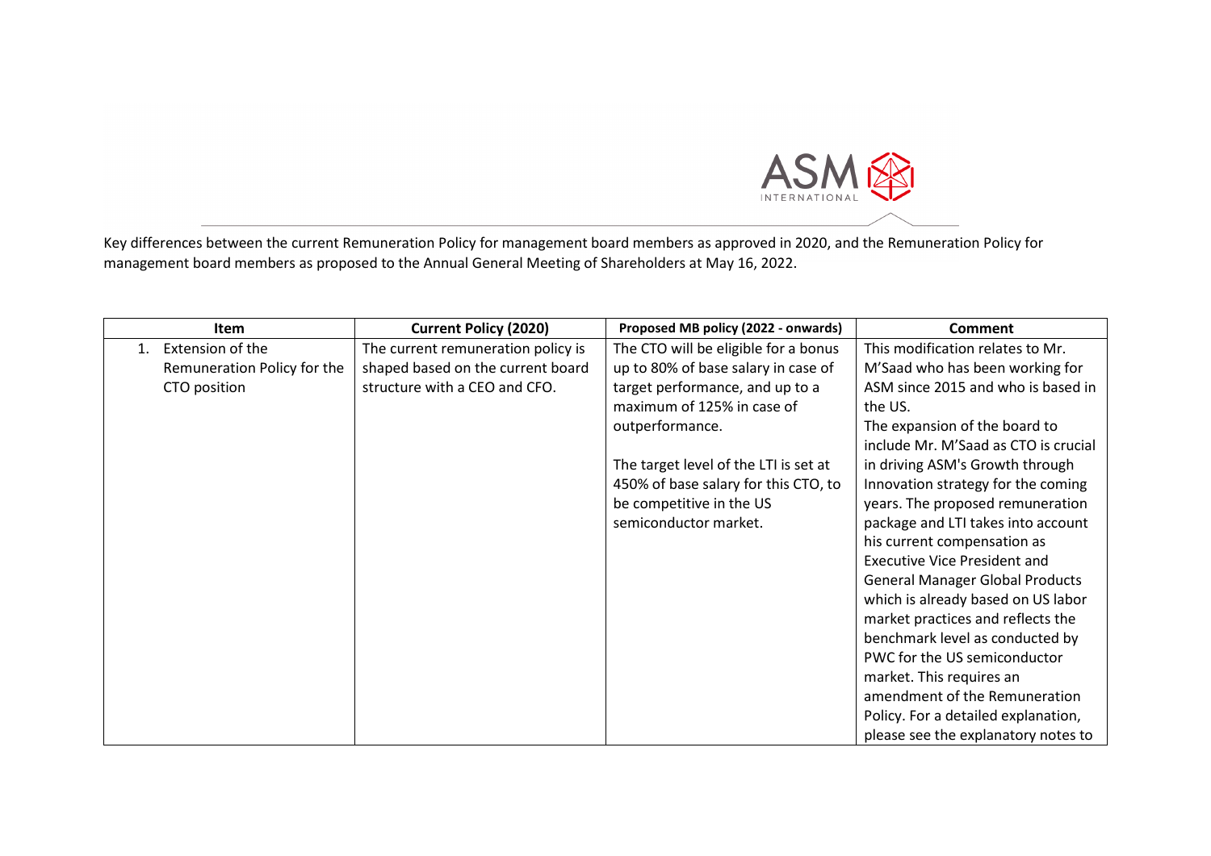Key differences between the current Remuneration Policy for management board members as approved in 2020, and the Remuneration Policy for management board members as proposed to the Annual General Meeting of Shareholders at May 16, 2022.

| Item | Current Policy (2020) | Proposed MB policy (2022 - onwards) | Comment |
|---|---|---|---|
| 1. Extension of the Remuneration Policy for the CTO position | The current remuneration policy is shaped based on the current board structure with a CEO and CFO. | The CTO will be eligible for a bonus up to 80% of base salary in case of target performance, and up to a maximum of 125% in case of outperformance.<br><br>The target level of the LTI is set at 450% of base salary for this CTO, to be competitive in the US semiconductor market. | This modification relates to Mr. M'Saad who has been working for ASM since 2015 and who is based in the US.<br>The expansion of the board to include Mr. M'Saad as CTO is crucial in driving ASM's Growth through Innovation strategy for the coming years. The proposed remuneration package and LTI takes into account his current compensation as Executive Vice President and General Manager Global Products which is already based on US labor market practices and reflects the benchmark level as conducted by PWC for the US semiconductor market. This requires an amendment of the Remuneration Policy. For a detailed explanation, please see the explanatory notes to |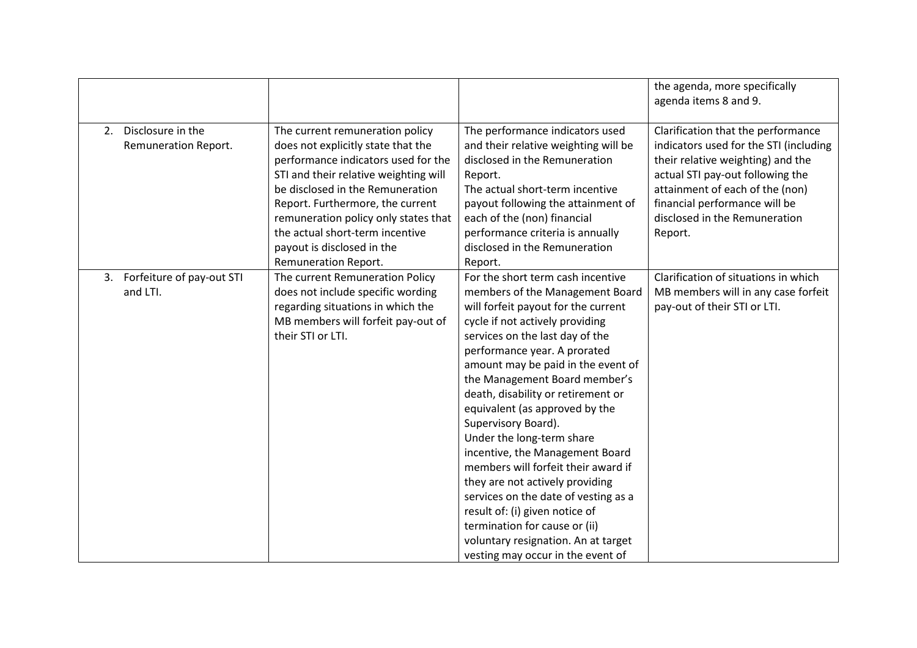| | | | |
|---|---|---|---|
| | | | the agenda, more specifically agenda items 8 and 9. |
| 2. Disclosure in the Remuneration Report. | The current remuneration policy does not explicitly state that the performance indicators used for the STI and their relative weighting will be disclosed in the Remuneration Report. Furthermore, the current remuneration policy only states that the actual short-term incentive payout is disclosed in the Remuneration Report. | The performance indicators used and their relative weighting will be disclosed in the Remuneration Report.<br>The actual short-term incentive payout following the attainment of each of the (non) financial performance criteria is annually disclosed in the Remuneration Report. | Clarification that the performance indicators used for the STI (including their relative weighting) and the actual STI pay-out following the attainment of each of the (non) financial performance will be disclosed in the Remuneration Report. |
| 3. Forfeiture of pay-out STI and LTI. | The current Remuneration Policy does not include specific wording regarding situations in which the MB members will forfeit pay-out of their STI or LTI. | For the short term cash incentive members of the Management Board will forfeit payout for the current cycle if not actively providing services on the last day of the performance year. A prorated amount may be paid in the event of the Management Board member's death, disability or retirement or equivalent (as approved by the Supervisory Board).<br>Under the long-term share incentive, the Management Board members will forfeit their award if they are not actively providing services on the date of vesting as a result of: (i) given notice of termination for cause or (ii) voluntary resignation. An at target vesting may occur in the event of | Clarification of situations in which MB members will in any case forfeit pay-out of their STI or LTI. |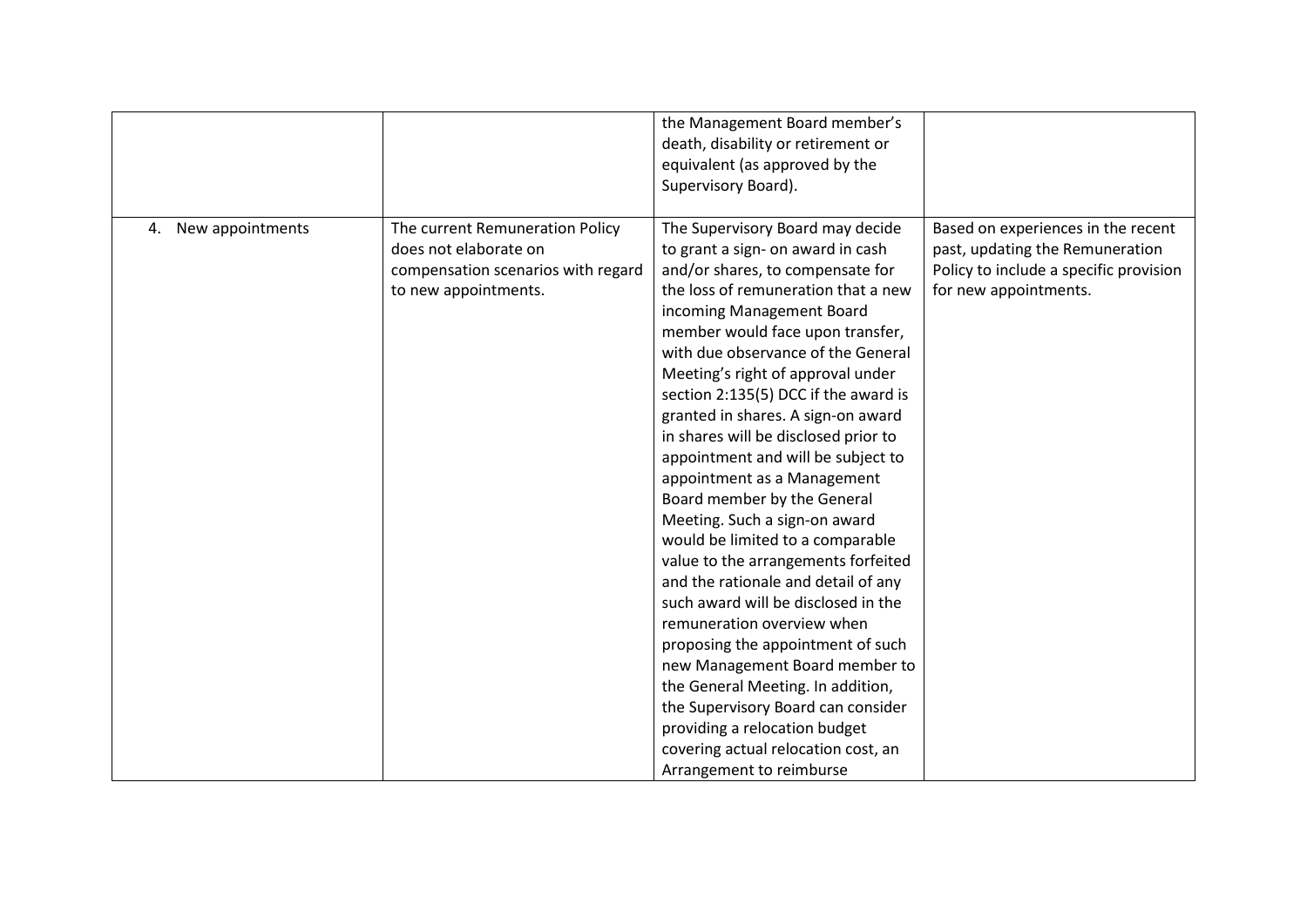|  |  |  |  |
|---|---|---|---|
|  |  | the Management Board member's death, disability or retirement or equivalent (as approved by the Supervisory Board). |  |
| 4. New appointments | The current Remuneration Policy does not elaborate on compensation scenarios with regard to new appointments. | The Supervisory Board may decide to grant a sign- on award in cash and/or shares, to compensate for the loss of remuneration that a new incoming Management Board member would face upon transfer, with due observance of the General Meeting's right of approval under section 2:135(5) DCC if the award is granted in shares. A sign-on award in shares will be disclosed prior to appointment and will be subject to appointment as a Management Board member by the General Meeting. Such a sign-on award would be limited to a comparable value to the arrangements forfeited and the rationale and detail of any such award will be disclosed in the remuneration overview when proposing the appointment of such new Management Board member to the General Meeting. In addition, the Supervisory Board can consider providing a relocation budget covering actual relocation cost, an Arrangement to reimburse | Based on experiences in the recent past, updating the Remuneration Policy to include a specific provision for new appointments. |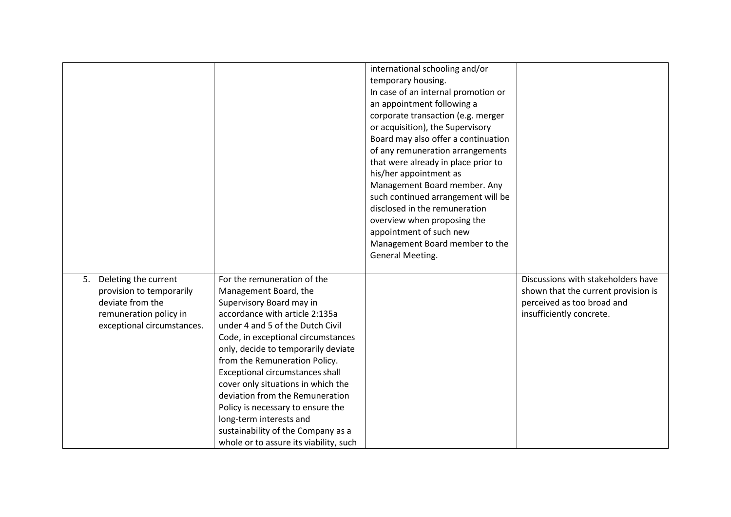| | | | |
|---|---|---|---|
| | | international schooling and/or temporary housing. In case of an internal promotion or an appointment following a corporate transaction (e.g. merger or acquisition), the Supervisory Board may also offer a continuation of any remuneration arrangements that were already in place prior to his/her appointment as Management Board member. Any such continued arrangement will be disclosed in the remuneration overview when proposing the appointment of such new Management Board member to the General Meeting. | |
| 5. Deleting the current provision to temporarily deviate from the remuneration policy in exceptional circumstances. | For the remuneration of the Management Board, the Supervisory Board may in accordance with article 2:135a under 4 and 5 of the Dutch Civil Code, in exceptional circumstances only, decide to temporarily deviate from the Remuneration Policy. Exceptional circumstances shall cover only situations in which the deviation from the Remuneration Policy is necessary to ensure the long-term interests and sustainability of the Company as a whole or to assure its viability, such | | Discussions with stakeholders have shown that the current provision is perceived as too broad and insufficiently concrete. |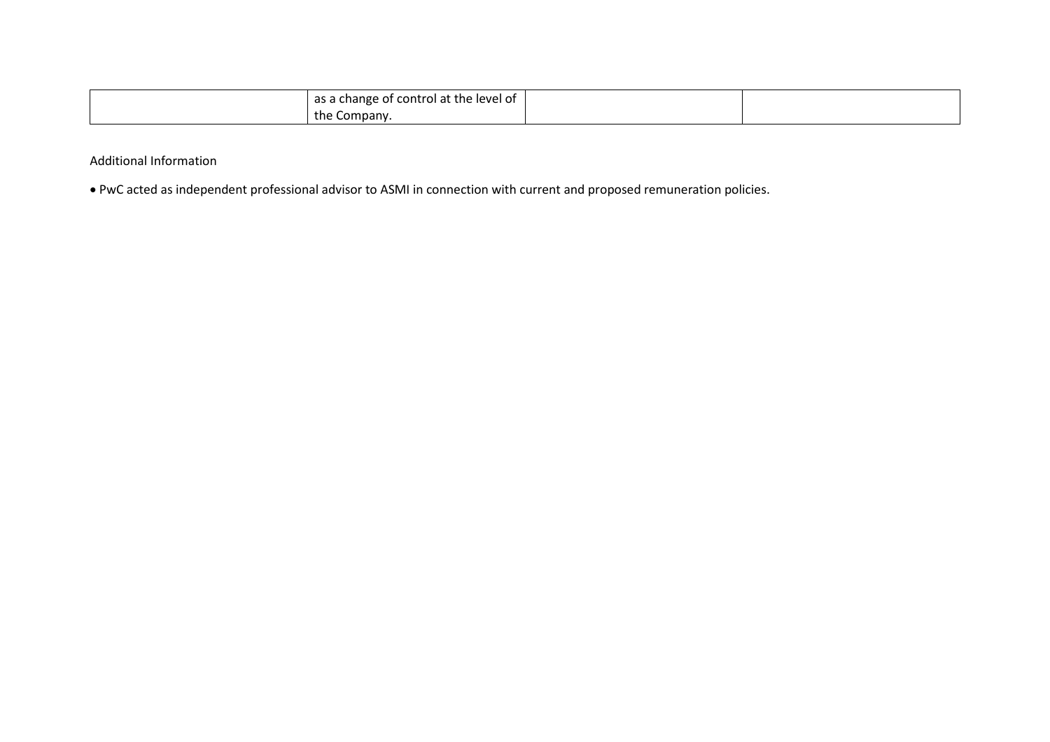| | | | |
|---|---|---|---|
| | as a change of control at the level of the Company. | | |

Additional Information

- PwC acted as independent professional advisor to ASMI in connection with current and proposed remuneration policies.